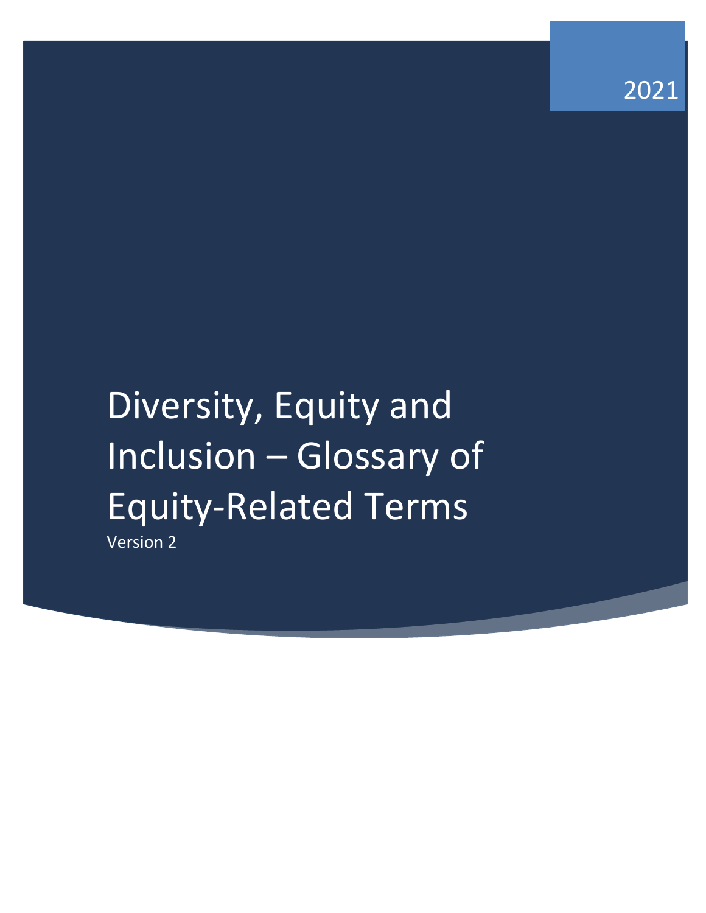2021

# Diversity, Equity and Inclusion – Glossary of Equity-Related Terms

Version 2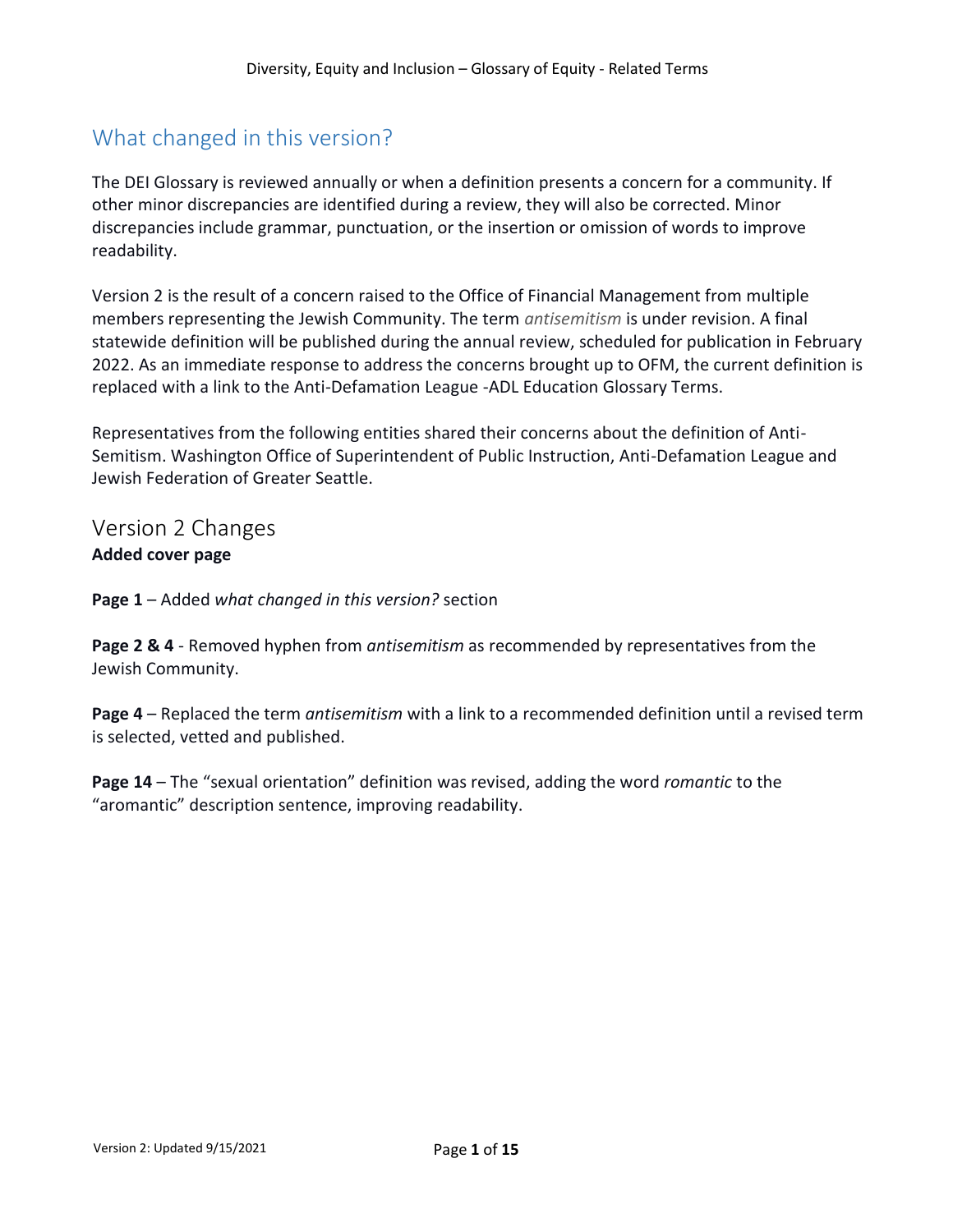## What changed in this version?

The DEI Glossary is reviewed annually or when a definition presents a concern for a community. If other minor discrepancies are identified during a review, they will also be corrected. Minor discrepancies include grammar, punctuation, or the insertion or omission of words to improve readability.

Version 2 is the result of a concern raised to the Office of Financial Management from multiple members representing the Jewish Community. The term *antisemitism* is under revision. A final statewide definition will be published during the annual review, scheduled for publication in February 2022. As an immediate response to address the concerns brought up to OFM, the current definition is replaced with a link to the Anti-Defamation League -ADL Education Glossary Terms.

Representatives from the following entities shared their concerns about the definition of Anti-Semitism. Washington Office of Superintendent of Public Instruction, Anti-Defamation League and Jewish Federation of Greater Seattle.

## Version 2 Changes

**Added cover page**

**Page 1** – Added *what changed in this version?* section

**Page 2 & 4** - Removed hyphen from *antisemitism* as recommended by representatives from the Jewish Community.

**Page 4** – Replaced the term *antisemitism* with a link to a recommended definition until a revised term is selected, vetted and published.

**Page 14** – The "sexual orientation" definition was revised, adding the word *romantic* to the "aromantic" description sentence, improving readability.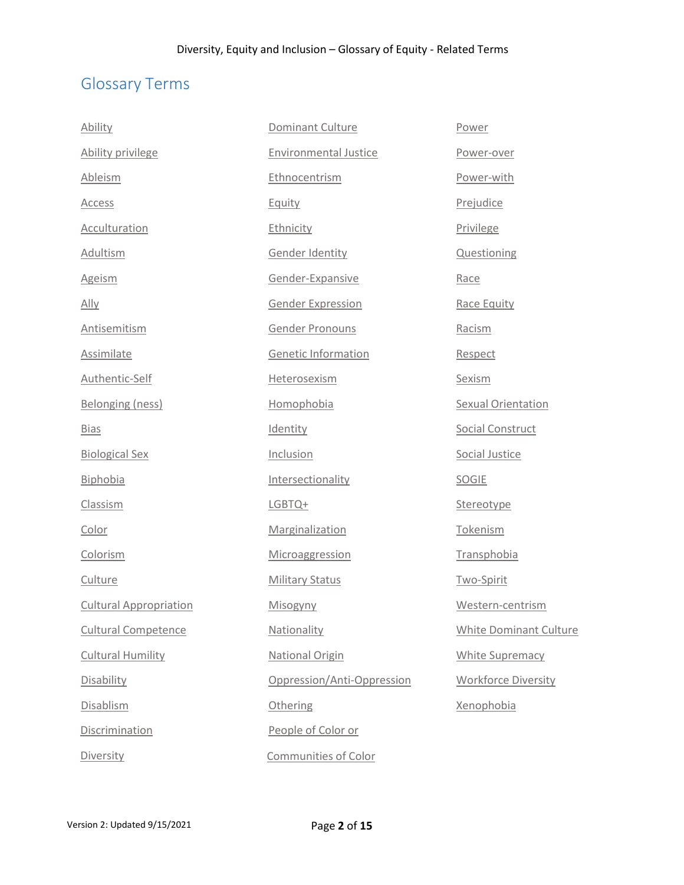## Glossary Terms

Ability

Ability privilege

Ableism

Access

Acculturation

Adultism

Ageism

Ally

Antisemitism

Assimilate

Authentic-Self

Belonging (ness)

Bias

Biological Sex

Biphobia

Classism

Color

Colorism

Culture

Cultural Appropriation

Cultural Competence

Cultural Humility

Disability

Disablism

Discrimination

Diversity

Dominant Culture

Environmental Justice

Ethnocentrism

Equity

Ethnicity

Gender Identity

Gender-Expansive

Gender Expression

Gender Pronouns

Genetic Information

Heterosexism

Homophobia

Identity

Inclusion

Intersectionality

LGBTQ+

Marginalization

Microaggression

Military Status

Misogyny

Nationality

National Origin

Oppression/Anti-Oppression

Othering

People of Color or Communities of Color

Power

Power-over

Power-with

Prejudice

Privilege

Questioning

Race

Race Equity

Racism

Respect

Sexism

Sexual Orientation

Social Construct

Social Justice

SOGIE

Stereotype

Tokenism

Transphobia

Two-Spirit

Western-centrism

White Dominant Culture

White Supremacy

Workforce Diversity

Xenophobia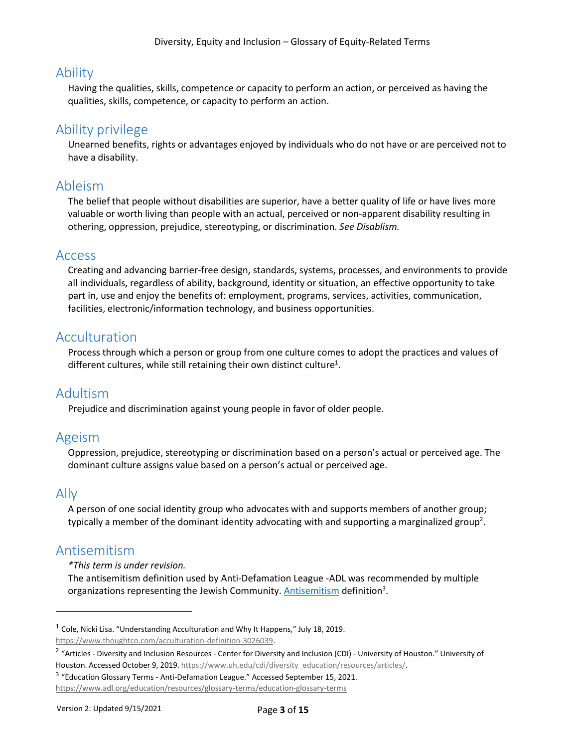## Ability

Having the qualities, skills, competence or capacity to perform an action, or perceived as having the qualities, skills, competence, or capacity to perform an action.

## Ability privilege

Unearned benefits, rights or advantages enjoyed by individuals who do not have or are perceived not to have a disability.

## Ableism

The belief that people without disabilities are superior, have a better quality of life or have lives more valuable or worth living than people with an actual, perceived or non-apparent disability resulting in othering, oppression, prejudice, stereotyping, or discrimination. *See Disablism.*

## Access

Creating and advancing barrier-free design, standards, systems, processes, and environments to provide all individuals, regardless of ability, background, identity or situation, an effective opportunity to take part in, use and enjoy the benefits of: employment, programs, services, activities, communication, facilities, electronic/information technology, and business opportunities.

## Acculturation

Process through which a person or group from one culture comes to adopt the practices and values of different cultures, while still retaining their own distinct culture[1].

## Adultism

Prejudice and discrimination against young people in favor of older people.

## Ageism

Oppression, prejudice, stereotyping or discrimination based on a person's actual or perceived age. The dominant culture assigns value based on a person's actual or perceived age.

## Ally

A person of one social identity group who advocates with and supports members of another group; typically a member of the dominant identity advocating with and supporting a marginalized group[2].

## Antisemitism

*\*This term is under revision.*

The antisemitism definition used by Anti-Defamation League -ADL was recommended by multiple organizations representing the Jewish Community. [Antisemitism](https://www.adl.org/education/resources/glossary-terms/education-glossary-terms) definition[3].

---

[1] Cole, Nicki Lisa. "Understanding Acculturation and Why It Happens," July 18, 2019. https://www.thoughtco.com/acculturation-definition-3026039.

[2] "Articles - Diversity and Inclusion Resources - Center for Diversity and Inclusion (CDI) - University of Houston." University of Houston. Accessed October 9, 2019. https://www.uh.edu/cdi/diversity_education/resources/articles/.

[3] "Education Glossary Terms - Anti-Defamation League." Accessed September 15, 2021. https://www.adl.org/education/resources/glossary-terms/education-glossary-terms

Version 2: Updated 9/15/2021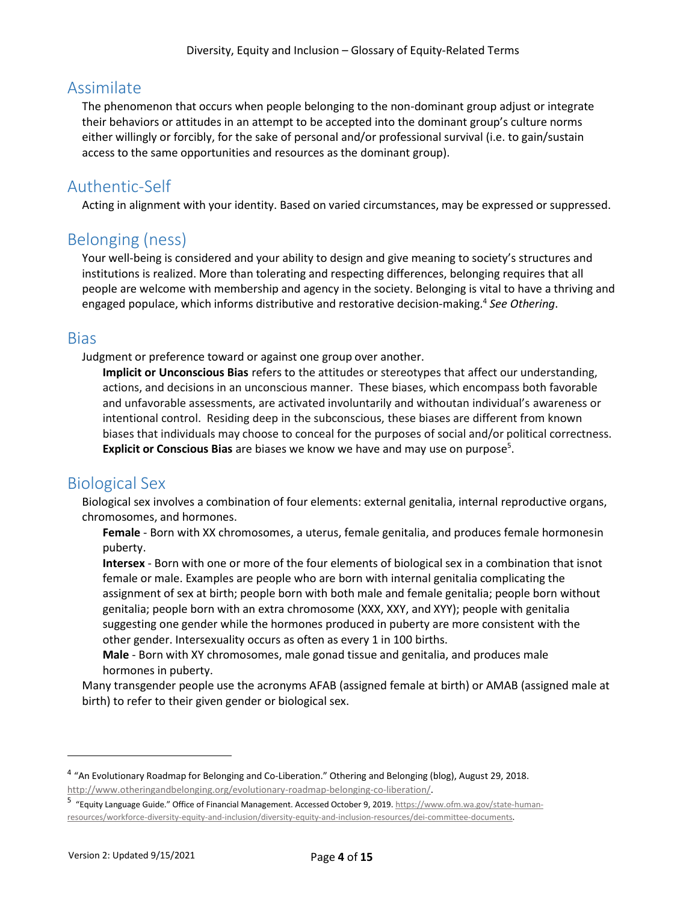## Assimilate

The phenomenon that occurs when people belonging to the non-dominant group adjust or integrate their behaviors or attitudes in an attempt to be accepted into the dominant group's culture norms either willingly or forcibly, for the sake of personal and/or professional survival (i.e. to gain/sustain access to the same opportunities and resources as the dominant group).

## Authentic-Self

Acting in alignment with your identity. Based on varied circumstances, may be expressed or suppressed.

## Belonging (ness)

Your well-being is considered and your ability to design and give meaning to society's structures and institutions is realized. More than tolerating and respecting differences, belonging requires that all people are welcome with membership and agency in the society. Belonging is vital to have a thriving and engaged populace, which informs distributive and restorative decision-making.[4] *See Othering*.

## Bias

Judgment or preference toward or against one group over another.

**Implicit or Unconscious Bias** refers to the attitudes or stereotypes that affect our understanding, actions, and decisions in an unconscious manner. These biases, which encompass both favorable and unfavorable assessments, are activated involuntarily and withoutan individual's awareness or intentional control. Residing deep in the subconscious, these biases are different from known biases that individuals may choose to conceal for the purposes of social and/or political correctness.
**Explicit or Conscious Bias** are biases we know we have and may use on purpose[5].

## Biological Sex

Biological sex involves a combination of four elements: external genitalia, internal reproductive organs, chromosomes, and hormones.

**Female** - Born with XX chromosomes, a uterus, female genitalia, and produces female hormonesin puberty.
**Intersex** - Born with one or more of the four elements of biological sex in a combination that isnot female or male. Examples are people who are born with internal genitalia complicating the assignment of sex at birth; people born with both male and female genitalia; people born without genitalia; people born with an extra chromosome (XXX, XXY, and XYY); people with genitalia suggesting one gender while the hormones produced in puberty are more consistent with the other gender. Intersexuality occurs as often as every 1 in 100 births.
**Male** - Born with XY chromosomes, male gonad tissue and genitalia, and produces male hormones in puberty.

Many transgender people use the acronyms AFAB (assigned female at birth) or AMAB (assigned male at birth) to refer to their given gender or biological sex.

---

[4] "An Evolutionary Roadmap for Belonging and Co-Liberation." Othering and Belonging (blog), August 29, 2018. http://www.otheringandbelonging.org/evolutionary-roadmap-belonging-co-liberation/.

[5] "Equity Language Guide." Office of Financial Management. Accessed October 9, 2019. https://www.ofm.wa.gov/state-human-resources/workforce-diversity-equity-and-inclusion/diversity-equity-and-inclusion-resources/dei-committee-documents.

Version 2: Updated 9/15/2021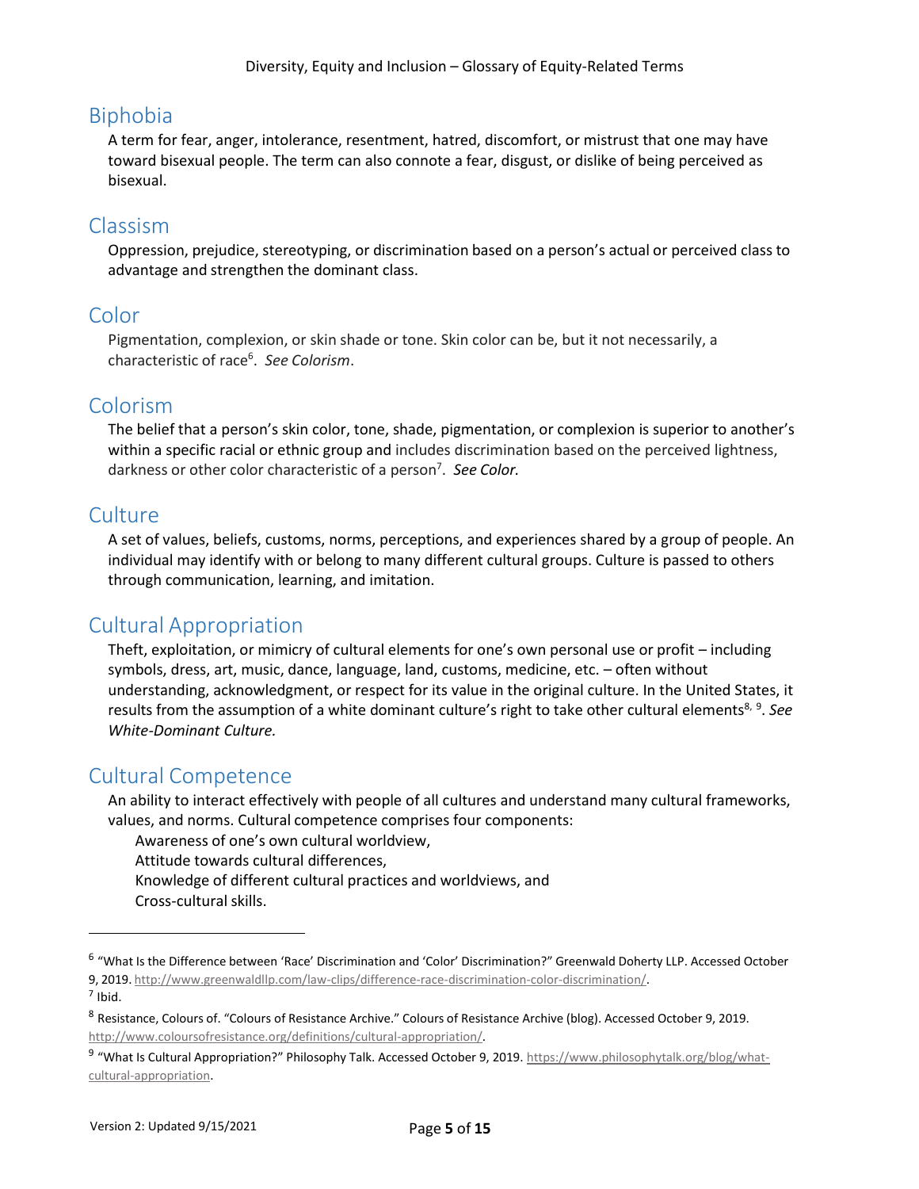## Biphobia

A term for fear, anger, intolerance, resentment, hatred, discomfort, or mistrust that one may have toward bisexual people. The term can also connote a fear, disgust, or dislike of being perceived as bisexual.

## Classism

Oppression, prejudice, stereotyping, or discrimination based on a person's actual or perceived class to advantage and strengthen the dominant class.

## Color

Pigmentation, complexion, or skin shade or tone. Skin color can be, but it not necessarily, a characteristic of race[6]. *See Colorism*.

## Colorism

The belief that a person's skin color, tone, shade, pigmentation, or complexion is superior to another's within a specific racial or ethnic group and includes discrimination based on the perceived lightness, darkness or other color characteristic of a person[7]. *See Color.*

## Culture

A set of values, beliefs, customs, norms, perceptions, and experiences shared by a group of people. An individual may identify with or belong to many different cultural groups. Culture is passed to others through communication, learning, and imitation.

## Cultural Appropriation

Theft, exploitation, or mimicry of cultural elements for one's own personal use or profit – including symbols, dress, art, music, dance, language, land, customs, medicine, etc. – often without understanding, acknowledgment, or respect for its value in the original culture. In the United States, it results from the assumption of a white dominant culture's right to take other cultural elements[8, 9]. *See White-Dominant Culture.*

## Cultural Competence

An ability to interact effectively with people of all cultures and understand many cultural frameworks, values, and norms. Cultural competence comprises four components:

- Awareness of one's own cultural worldview,
- Attitude towards cultural differences,
- Knowledge of different cultural practices and worldviews, and
- Cross-cultural skills.

---

[6] "What Is the Difference between 'Race' Discrimination and 'Color' Discrimination?" Greenwald Doherty LLP. Accessed October 9, 2019. http://www.greenwaldllp.com/law-clips/difference-race-discrimination-color-discrimination/.

[7] Ibid.

[8] Resistance, Colours of. "Colours of Resistance Archive." Colours of Resistance Archive (blog). Accessed October 9, 2019. http://www.coloursofresistance.org/definitions/cultural-appropriation/.

[9] "What Is Cultural Appropriation?" Philosophy Talk. Accessed October 9, 2019. https://www.philosophytalk.org/blog/what-cultural-appropriation.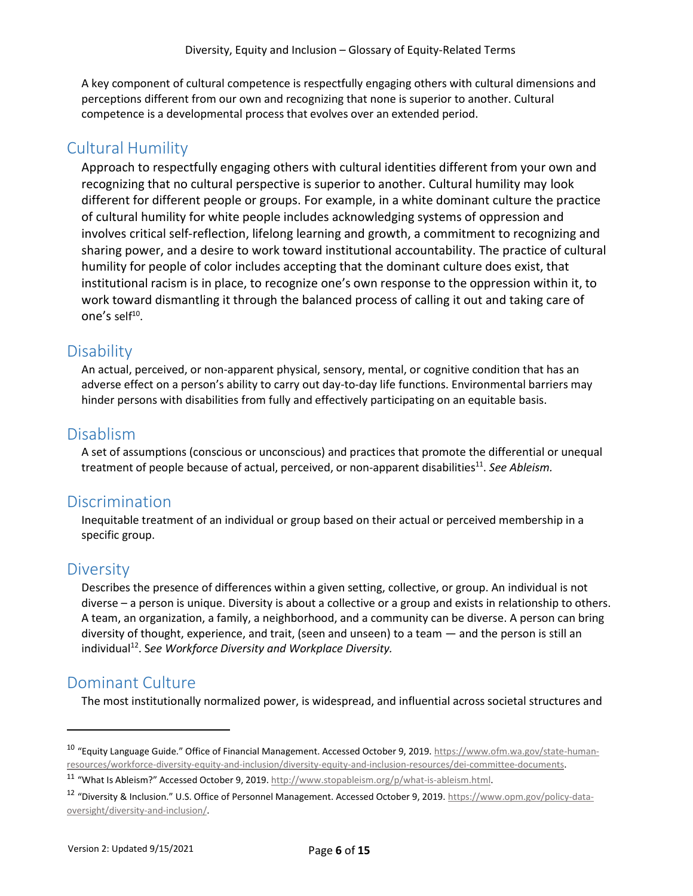A key component of cultural competence is respectfully engaging others with cultural dimensions and perceptions different from our own and recognizing that none is superior to another. Cultural competence is a developmental process that evolves over an extended period.

## Cultural Humility

Approach to respectfully engaging others with cultural identities different from your own and recognizing that no cultural perspective is superior to another. Cultural humility may look different for different people or groups. For example, in a white dominant culture the practice of cultural humility for white people includes acknowledging systems of oppression and involves critical self-reflection, lifelong learning and growth, a commitment to recognizing and sharing power, and a desire to work toward institutional accountability. The practice of cultural humility for people of color includes accepting that the dominant culture does exist, that institutional racism is in place, to recognize one's own response to the oppression within it, to work toward dismantling it through the balanced process of calling it out and taking care of one's self[10].

## Disability

An actual, perceived, or non-apparent physical, sensory, mental, or cognitive condition that has an adverse effect on a person's ability to carry out day-to-day life functions. Environmental barriers may hinder persons with disabilities from fully and effectively participating on an equitable basis.

## Disablism

A set of assumptions (conscious or unconscious) and practices that promote the differential or unequal treatment of people because of actual, perceived, or non-apparent disabilities[11]. *See Ableism.*

## Discrimination

Inequitable treatment of an individual or group based on their actual or perceived membership in a specific group.

## Diversity

Describes the presence of differences within a given setting, collective, or group. An individual is not diverse – a person is unique. Diversity is about a collective or a group and exists in relationship to others. A team, an organization, a family, a neighborhood, and a community can be diverse. A person can bring diversity of thought, experience, and trait, (seen and unseen) to a team — and the person is still an individual[12]. *See Workforce Diversity and Workplace Diversity.*

## Dominant Culture

The most institutionally normalized power, is widespread, and influential across societal structures and

---

[10] "Equity Language Guide." Office of Financial Management. Accessed October 9, 2019. https://www.ofm.wa.gov/state-human-resources/workforce-diversity-equity-and-inclusion/diversity-equity-and-inclusion-resources/dei-committee-documents.

[11] "What Is Ableism?" Accessed October 9, 2019. http://www.stopableism.org/p/what-is-ableism.html.

[12] "Diversity & Inclusion." U.S. Office of Personnel Management. Accessed October 9, 2019. https://www.opm.gov/policy-data-oversight/diversity-and-inclusion/.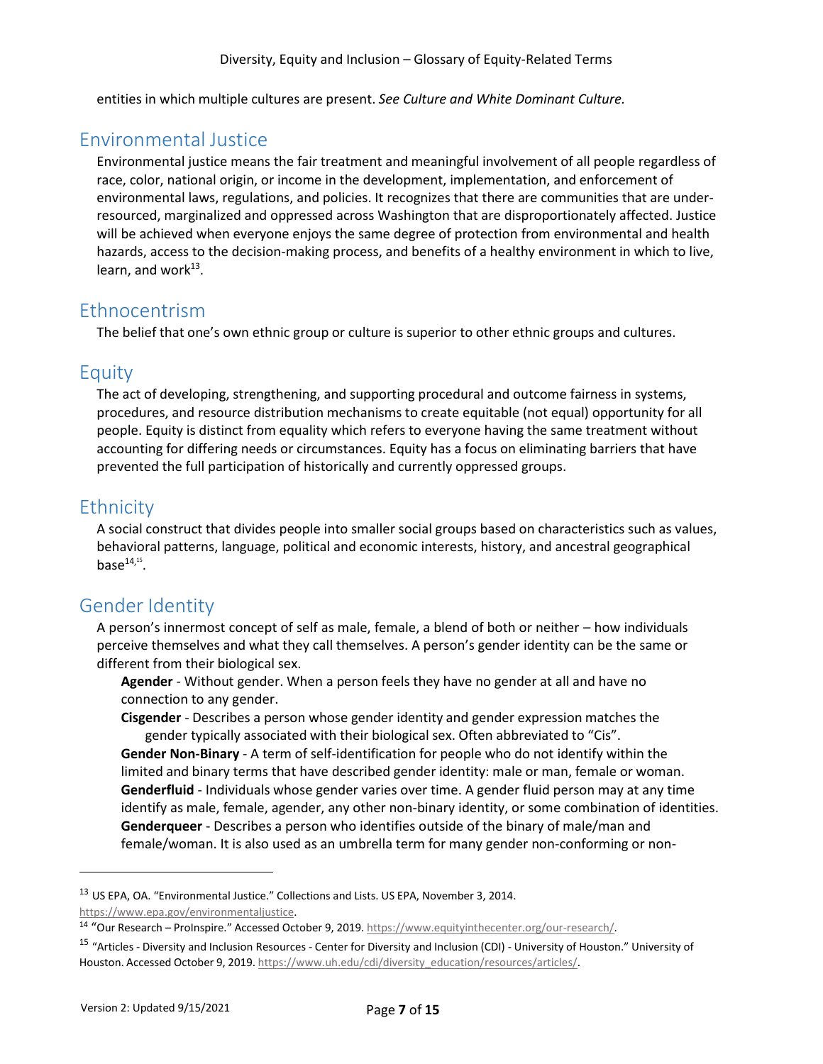entities in which multiple cultures are present. *See Culture and White Dominant Culture.*

## Environmental Justice

Environmental justice means the fair treatment and meaningful involvement of all people regardless of race, color, national origin, or income in the development, implementation, and enforcement of environmental laws, regulations, and policies. It recognizes that there are communities that are under-resourced, marginalized and oppressed across Washington that are disproportionately affected. Justice will be achieved when everyone enjoys the same degree of protection from environmental and health hazards, access to the decision-making process, and benefits of a healthy environment in which to live, learn, and work[13].

## Ethnocentrism

The belief that one's own ethnic group or culture is superior to other ethnic groups and cultures.

## Equity

The act of developing, strengthening, and supporting procedural and outcome fairness in systems, procedures, and resource distribution mechanisms to create equitable (not equal) opportunity for all people. Equity is distinct from equality which refers to everyone having the same treatment without accounting for differing needs or circumstances. Equity has a focus on eliminating barriers that have prevented the full participation of historically and currently oppressed groups.

## Ethnicity

A social construct that divides people into smaller social groups based on characteristics such as values, behavioral patterns, language, political and economic interests, history, and ancestral geographical base[14,15].

## Gender Identity

A person's innermost concept of self as male, female, a blend of both or neither – how individuals perceive themselves and what they call themselves. A person's gender identity can be the same or different from their biological sex.

**Agender** - Without gender. When a person feels they have no gender at all and have no connection to any gender.

**Cisgender** - Describes a person whose gender identity and gender expression matches the gender typically associated with their biological sex. Often abbreviated to "Cis".

**Gender Non-Binary** - A term of self-identification for people who do not identify within the limited and binary terms that have described gender identity: male or man, female or woman.

**Genderfluid** - Individuals whose gender varies over time. A gender fluid person may at any time identify as male, female, agender, any other non-binary identity, or some combination of identities.

**Genderqueer** - Describes a person who identifies outside of the binary of male/man and female/woman. It is also used as an umbrella term for many gender non-conforming or non-

---

[13] US EPA, OA. "Environmental Justice." Collections and Lists. US EPA, November 3, 2014. https://www.epa.gov/environmentaljustice.

[14] "Our Research – ProInspire." Accessed October 9, 2019. https://www.equityinthecenter.org/our-research/.

[15] "Articles - Diversity and Inclusion Resources - Center for Diversity and Inclusion (CDI) - University of Houston." University of Houston. Accessed October 9, 2019. https://www.uh.edu/cdi/diversity_education/resources/articles/.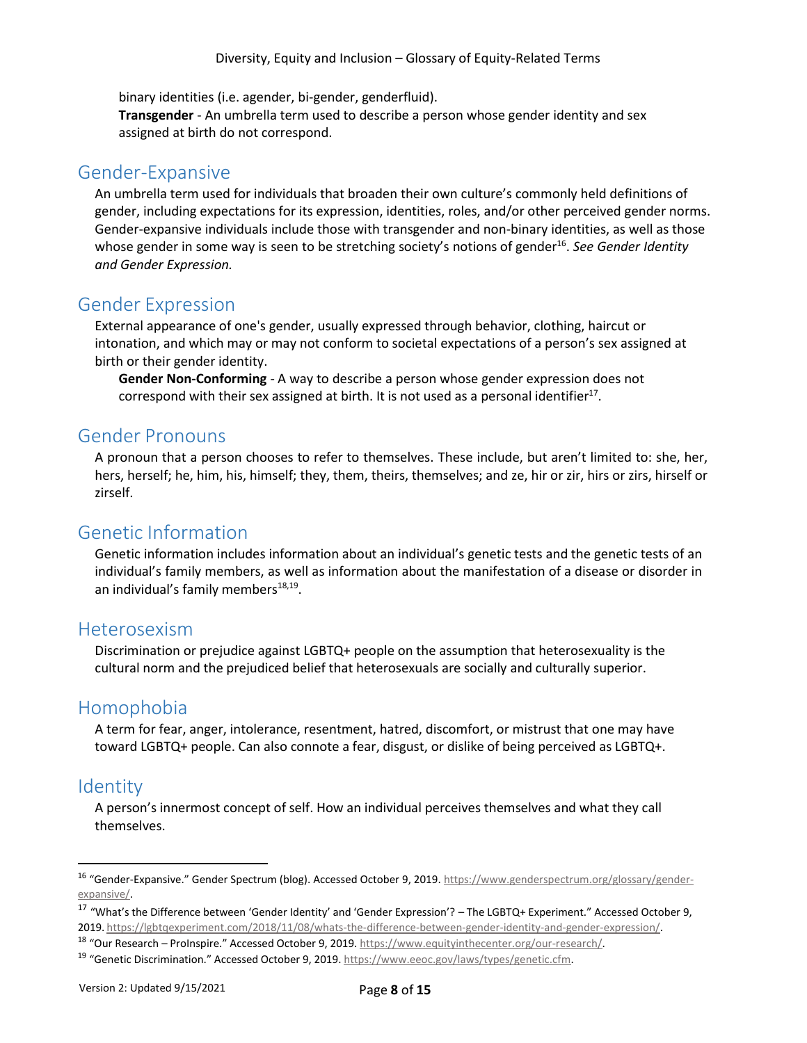binary identities (i.e. agender, bi-gender, genderfluid).

**Transgender** - An umbrella term used to describe a person whose gender identity and sex assigned at birth do not correspond.

## Gender-Expansive

An umbrella term used for individuals that broaden their own culture's commonly held definitions of gender, including expectations for its expression, identities, roles, and/or other perceived gender norms. Gender-expansive individuals include those with transgender and non-binary identities, as well as those whose gender in some way is seen to be stretching society's notions of gender[16]. *See Gender Identity and Gender Expression.*

## Gender Expression

External appearance of one's gender, usually expressed through behavior, clothing, haircut or intonation, and which may or may not conform to societal expectations of a person's sex assigned at birth or their gender identity.

**Gender Non-Conforming** - A way to describe a person whose gender expression does not correspond with their sex assigned at birth. It is not used as a personal identifier[17].

## Gender Pronouns

A pronoun that a person chooses to refer to themselves. These include, but aren't limited to: she, her, hers, herself; he, him, his, himself; they, them, theirs, themselves; and ze, hir or zir, hirs or zirs, hirself or zirself.

## Genetic Information

Genetic information includes information about an individual's genetic tests and the genetic tests of an individual's family members, as well as information about the manifestation of a disease or disorder in an individual's family members[18,19].

## Heterosexism

Discrimination or prejudice against LGBTQ+ people on the assumption that heterosexuality is the cultural norm and the prejudiced belief that heterosexuals are socially and culturally superior.

## Homophobia

A term for fear, anger, intolerance, resentment, hatred, discomfort, or mistrust that one may have toward LGBTQ+ people. Can also connote a fear, disgust, or dislike of being perceived as LGBTQ+.

## Identity

A person's innermost concept of self. How an individual perceives themselves and what they call themselves.

---

[16] "Gender-Expansive." Gender Spectrum (blog). Accessed October 9, 2019. https://www.genderspectrum.org/glossary/gender-expansive/.

[17] "What's the Difference between 'Gender Identity' and 'Gender Expression'? – The LGBTQ+ Experiment." Accessed October 9, 2019. https://lgbtqexperiment.com/2018/11/08/whats-the-difference-between-gender-identity-and-gender-expression/.

[18] "Our Research – ProInspire." Accessed October 9, 2019. https://www.equityinthecenter.org/our-research/.

[19] "Genetic Discrimination." Accessed October 9, 2019. https://www.eeoc.gov/laws/types/genetic.cfm.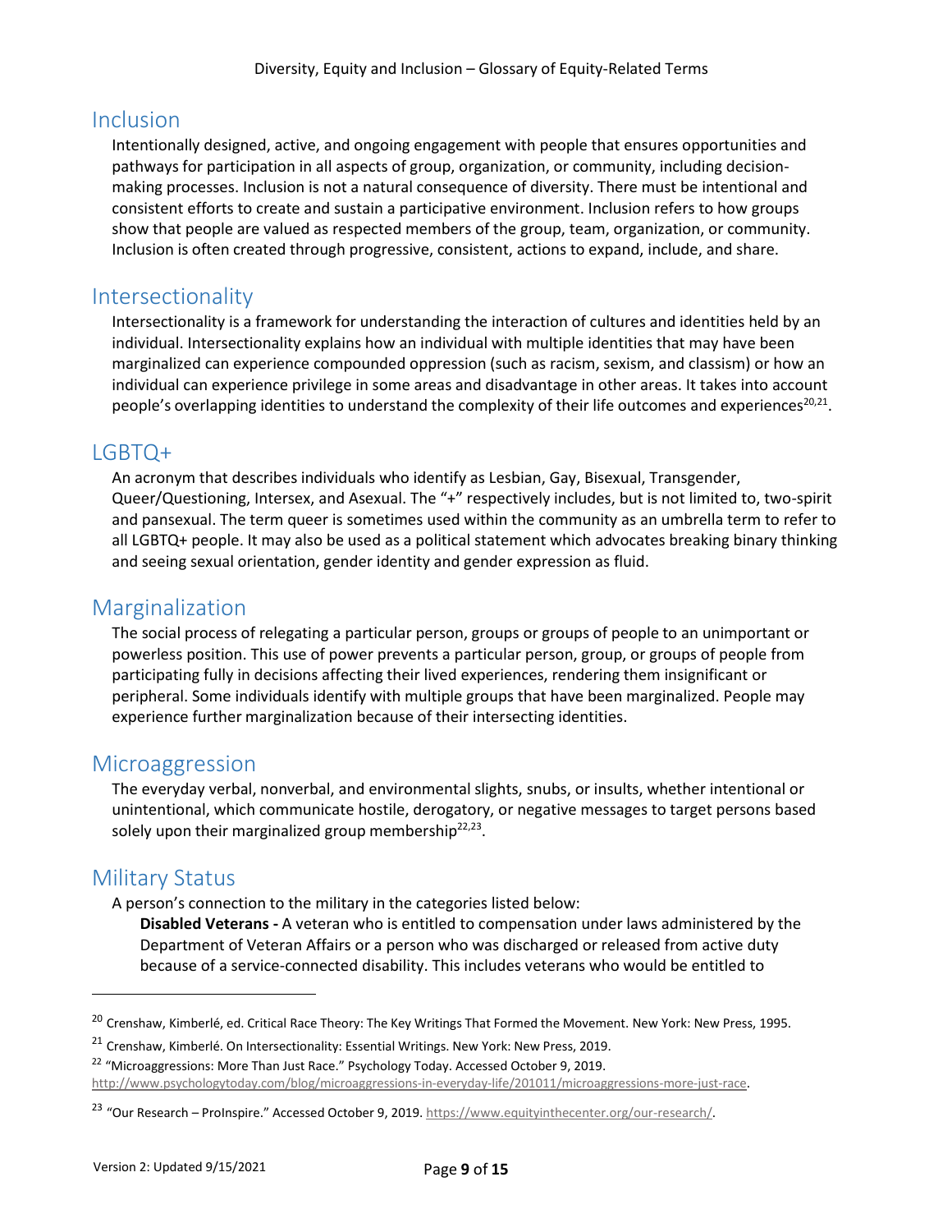## Inclusion

Intentionally designed, active, and ongoing engagement with people that ensures opportunities and pathways for participation in all aspects of group, organization, or community, including decision-making processes. Inclusion is not a natural consequence of diversity. There must be intentional and consistent efforts to create and sustain a participative environment. Inclusion refers to how groups show that people are valued as respected members of the group, team, organization, or community. Inclusion is often created through progressive, consistent, actions to expand, include, and share.

## Intersectionality

Intersectionality is a framework for understanding the interaction of cultures and identities held by an individual. Intersectionality explains how an individual with multiple identities that may have been marginalized can experience compounded oppression (such as racism, sexism, and classism) or how an individual can experience privilege in some areas and disadvantage in other areas. It takes into account people's overlapping identities to understand the complexity of their life outcomes and experiences[20,21].

## LGBTQ+

An acronym that describes individuals who identify as Lesbian, Gay, Bisexual, Transgender, Queer/Questioning, Intersex, and Asexual. The "+" respectively includes, but is not limited to, two-spirit and pansexual. The term queer is sometimes used within the community as an umbrella term to refer to all LGBTQ+ people. It may also be used as a political statement which advocates breaking binary thinking and seeing sexual orientation, gender identity and gender expression as fluid.

## Marginalization

The social process of relegating a particular person, groups or groups of people to an unimportant or powerless position. This use of power prevents a particular person, group, or groups of people from participating fully in decisions affecting their lived experiences, rendering them insignificant or peripheral. Some individuals identify with multiple groups that have been marginalized. People may experience further marginalization because of their intersecting identities.

## Microaggression

The everyday verbal, nonverbal, and environmental slights, snubs, or insults, whether intentional or unintentional, which communicate hostile, derogatory, or negative messages to target persons based solely upon their marginalized group membership[22,23].

## Military Status

A person's connection to the military in the categories listed below:

**Disabled Veterans -** A veteran who is entitled to compensation under laws administered by the Department of Veteran Affairs or a person who was discharged or released from active duty because of a service-connected disability. This includes veterans who would be entitled to

---

[20] Crenshaw, Kimberlé, ed. Critical Race Theory: The Key Writings That Formed the Movement. New York: New Press, 1995.

[21] Crenshaw, Kimberlé. On Intersectionality: Essential Writings. New York: New Press, 2019.

[22] "Microaggressions: More Than Just Race." Psychology Today. Accessed October 9, 2019. http://www.psychologytoday.com/blog/microaggressions-in-everyday-life/201011/microaggressions-more-just-race.

[23] "Our Research – ProInspire." Accessed October 9, 2019. https://www.equityinthecenter.org/our-research/.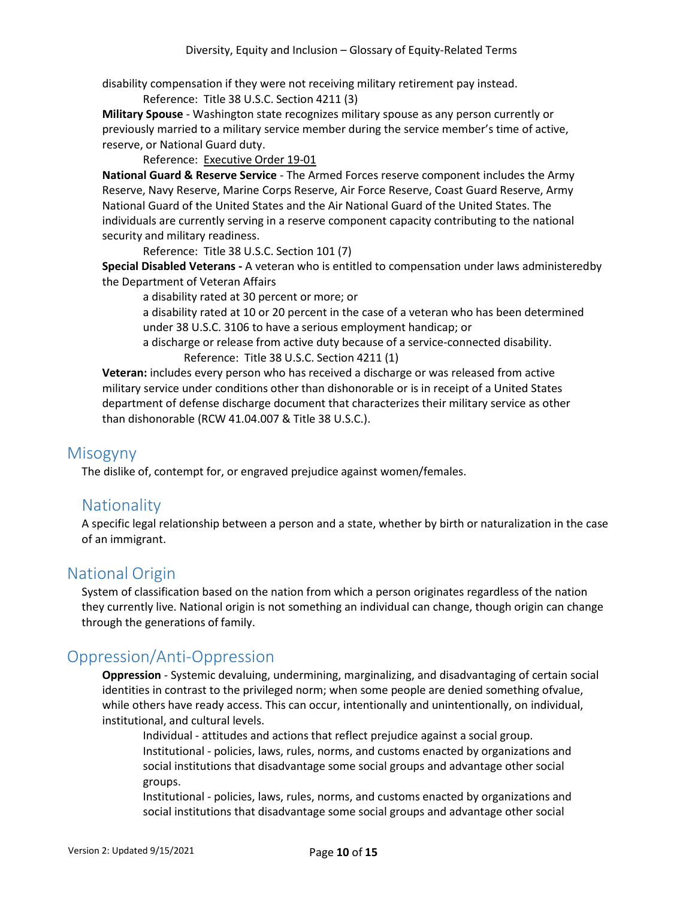disability compensation if they were not receiving military retirement pay instead.

Reference: Title 38 U.S.C. Section 4211 (3)

**Military Spouse** - Washington state recognizes military spouse as any person currently or previously married to a military service member during the service member's time of active, reserve, or National Guard duty.

Reference: Executive Order 19-01

**National Guard & Reserve Service** - The Armed Forces reserve component includes the Army Reserve, Navy Reserve, Marine Corps Reserve, Air Force Reserve, Coast Guard Reserve, Army National Guard of the United States and the Air National Guard of the United States. The individuals are currently serving in a reserve component capacity contributing to the national security and military readiness.

Reference: Title 38 U.S.C. Section 101 (7)

**Special Disabled Veterans -** A veteran who is entitled to compensation under laws administeredby the Department of Veteran Affairs

a disability rated at 30 percent or more; or

a disability rated at 10 or 20 percent in the case of a veteran who has been determined under 38 U.S.C. 3106 to have a serious employment handicap; or

a discharge or release from active duty because of a service-connected disability.

Reference: Title 38 U.S.C. Section 4211 (1)

**Veteran:** includes every person who has received a discharge or was released from active military service under conditions other than dishonorable or is in receipt of a United States department of defense discharge document that characterizes their military service as other than dishonorable (RCW 41.04.007 & Title 38 U.S.C.).

## Misogyny

The dislike of, contempt for, or engraved prejudice against women/females.

## Nationality

A specific legal relationship between a person and a state, whether by birth or naturalization in the case of an immigrant.

## National Origin

System of classification based on the nation from which a person originates regardless of the nation they currently live. National origin is not something an individual can change, though origin can change through the generations of family.

## Oppression/Anti-Oppression

**Oppression** - Systemic devaluing, undermining, marginalizing, and disadvantaging of certain social identities in contrast to the privileged norm; when some people are denied something ofvalue, while others have ready access. This can occur, intentionally and unintentionally, on individual, institutional, and cultural levels.

Individual - attitudes and actions that reflect prejudice against a social group.

Institutional - policies, laws, rules, norms, and customs enacted by organizations and social institutions that disadvantage some social groups and advantage other social groups.

Institutional - policies, laws, rules, norms, and customs enacted by organizations and social institutions that disadvantage some social groups and advantage other social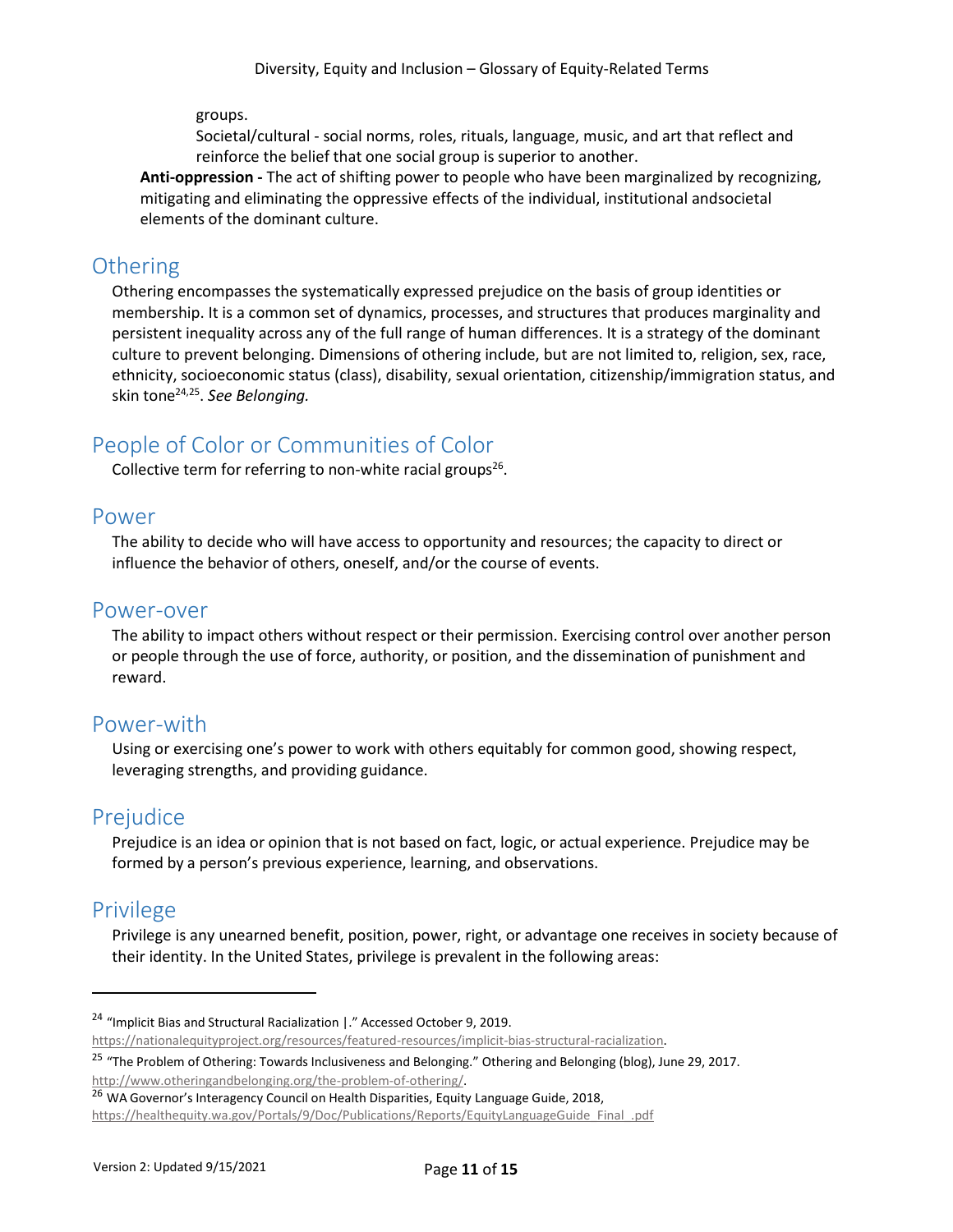groups.

Societal/cultural - social norms, roles, rituals, language, music, and art that reflect and reinforce the belief that one social group is superior to another.

**Anti-oppression -** The act of shifting power to people who have been marginalized by recognizing, mitigating and eliminating the oppressive effects of the individual, institutional andsocietal elements of the dominant culture.

## Othering

Othering encompasses the systematically expressed prejudice on the basis of group identities or membership. It is a common set of dynamics, processes, and structures that produces marginality and persistent inequality across any of the full range of human differences. It is a strategy of the dominant culture to prevent belonging. Dimensions of othering include, but are not limited to, religion, sex, race, ethnicity, socioeconomic status (class), disability, sexual orientation, citizenship/immigration status, and skin tone[24,25]. *See Belonging.*

## People of Color or Communities of Color

Collective term for referring to non-white racial groups[26].

## Power

The ability to decide who will have access to opportunity and resources; the capacity to direct or influence the behavior of others, oneself, and/or the course of events.

## Power-over

The ability to impact others without respect or their permission. Exercising control over another person or people through the use of force, authority, or position, and the dissemination of punishment and reward.

## Power-with

Using or exercising one's power to work with others equitably for common good, showing respect, leveraging strengths, and providing guidance.

## Prejudice

Prejudice is an idea or opinion that is not based on fact, logic, or actual experience. Prejudice may be formed by a person's previous experience, learning, and observations.

## Privilege

Privilege is any unearned benefit, position, power, right, or advantage one receives in society because of their identity. In the United States, privilege is prevalent in the following areas:

---

[24] "Implicit Bias and Structural Racialization |." Accessed October 9, 2019. https://nationalequityproject.org/resources/featured-resources/implicit-bias-structural-racialization.

[25] "The Problem of Othering: Towards Inclusiveness and Belonging." Othering and Belonging (blog), June 29, 2017. http://www.otheringandbelonging.org/the-problem-of-othering/.

[26] WA Governor's Interagency Council on Health Disparities, Equity Language Guide, 2018, https://healthequity.wa.gov/Portals/9/Doc/Publications/Reports/EquityLanguageGuide_Final_.pdf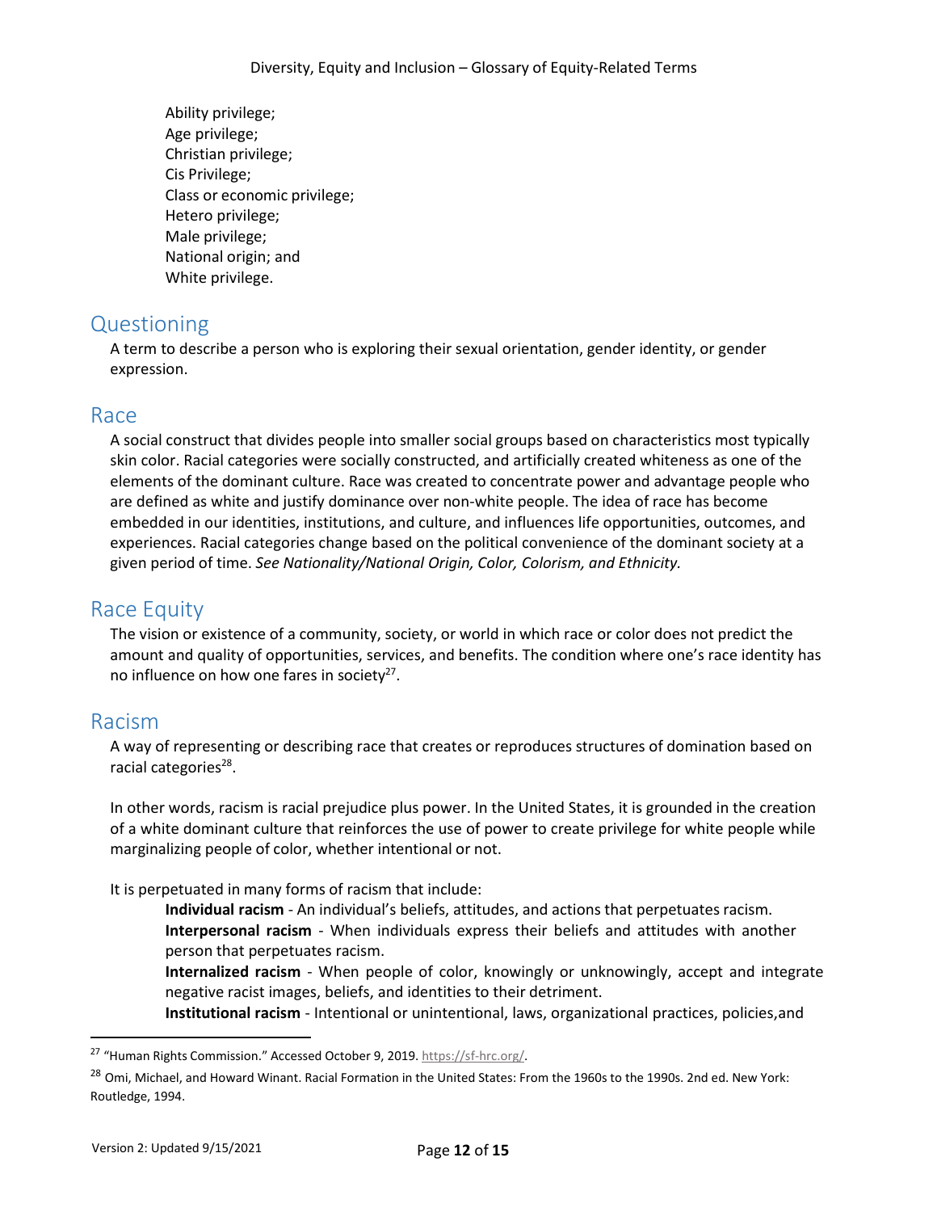Ability privilege;
Age privilege;
Christian privilege;
Cis Privilege;
Class or economic privilege;
Hetero privilege;
Male privilege;
National origin; and
White privilege.

## Questioning

A term to describe a person who is exploring their sexual orientation, gender identity, or gender expression.

## Race

A social construct that divides people into smaller social groups based on characteristics most typically skin color. Racial categories were socially constructed, and artificially created whiteness as one of the elements of the dominant culture. Race was created to concentrate power and advantage people who are defined as white and justify dominance over non-white people. The idea of race has become embedded in our identities, institutions, and culture, and influences life opportunities, outcomes, and experiences. Racial categories change based on the political convenience of the dominant society at a given period of time. *See Nationality/National Origin, Color, Colorism, and Ethnicity.*

## Race Equity

The vision or existence of a community, society, or world in which race or color does not predict the amount and quality of opportunities, services, and benefits. The condition where one's race identity has no influence on how one fares in society[27].

## Racism

A way of representing or describing race that creates or reproduces structures of domination based on racial categories[28].

In other words, racism is racial prejudice plus power. In the United States, it is grounded in the creation of a white dominant culture that reinforces the use of power to create privilege for white people while marginalizing people of color, whether intentional or not.

It is perpetuated in many forms of racism that include:

**Individual racism** - An individual's beliefs, attitudes, and actions that perpetuates racism.
**Interpersonal racism** - When individuals express their beliefs and attitudes with another person that perpetuates racism.
**Internalized racism** - When people of color, knowingly or unknowingly, accept and integrate negative racist images, beliefs, and identities to their detriment.
**Institutional racism** - Intentional or unintentional, laws, organizational practices, policies,and

---

[27] "Human Rights Commission." Accessed October 9, 2019. https://sf-hrc.org/.

[28] Omi, Michael, and Howard Winant. Racial Formation in the United States: From the 1960s to the 1990s. 2nd ed. New York: Routledge, 1994.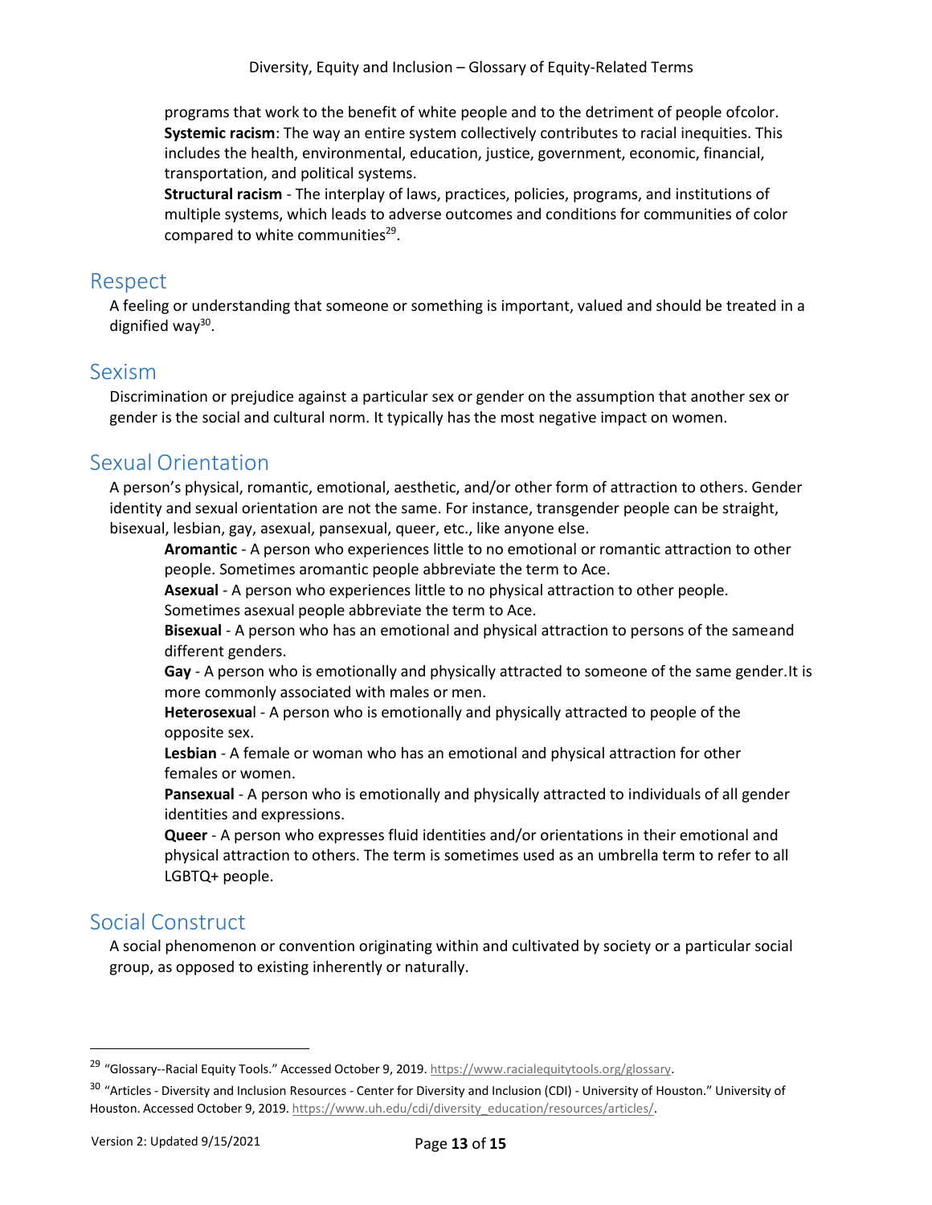programs that work to the benefit of white people and to the detriment of people ofcolor.

**Systemic racism**: The way an entire system collectively contributes to racial inequities. This includes the health, environmental, education, justice, government, economic, financial, transportation, and political systems.

**Structural racism** - The interplay of laws, practices, policies, programs, and institutions of multiple systems, which leads to adverse outcomes and conditions for communities of color compared to white communities[29].

## Respect

A feeling or understanding that someone or something is important, valued and should be treated in a dignified way[30].

## Sexism

Discrimination or prejudice against a particular sex or gender on the assumption that another sex or gender is the social and cultural norm. It typically has the most negative impact on women.

## Sexual Orientation

A person's physical, romantic, emotional, aesthetic, and/or other form of attraction to others. Gender identity and sexual orientation are not the same. For instance, transgender people can be straight, bisexual, lesbian, gay, asexual, pansexual, queer, etc., like anyone else.

**Aromantic** - A person who experiences little to no emotional or romantic attraction to other people. Sometimes aromantic people abbreviate the term to Ace.

**Asexual** - A person who experiences little to no physical attraction to other people. Sometimes asexual people abbreviate the term to Ace.

**Bisexual** - A person who has an emotional and physical attraction to persons of the sameand different genders.

**Gay** - A person who is emotionally and physically attracted to someone of the same gender.It is more commonly associated with males or men.

**Heterosexual** - A person who is emotionally and physically attracted to people of the opposite sex.

**Lesbian** - A female or woman who has an emotional and physical attraction for other females or women.

**Pansexual** - A person who is emotionally and physically attracted to individuals of all gender identities and expressions.

**Queer** - A person who expresses fluid identities and/or orientations in their emotional and physical attraction to others. The term is sometimes used as an umbrella term to refer to all LGBTQ+ people.

## Social Construct

A social phenomenon or convention originating within and cultivated by society or a particular social group, as opposed to existing inherently or naturally.

---

[29] "Glossary--Racial Equity Tools." Accessed October 9, 2019. https://www.racialequitytools.org/glossary.

[30] "Articles - Diversity and Inclusion Resources - Center for Diversity and Inclusion (CDI) - University of Houston." University of Houston. Accessed October 9, 2019. https://www.uh.edu/cdi/diversity_education/resources/articles/.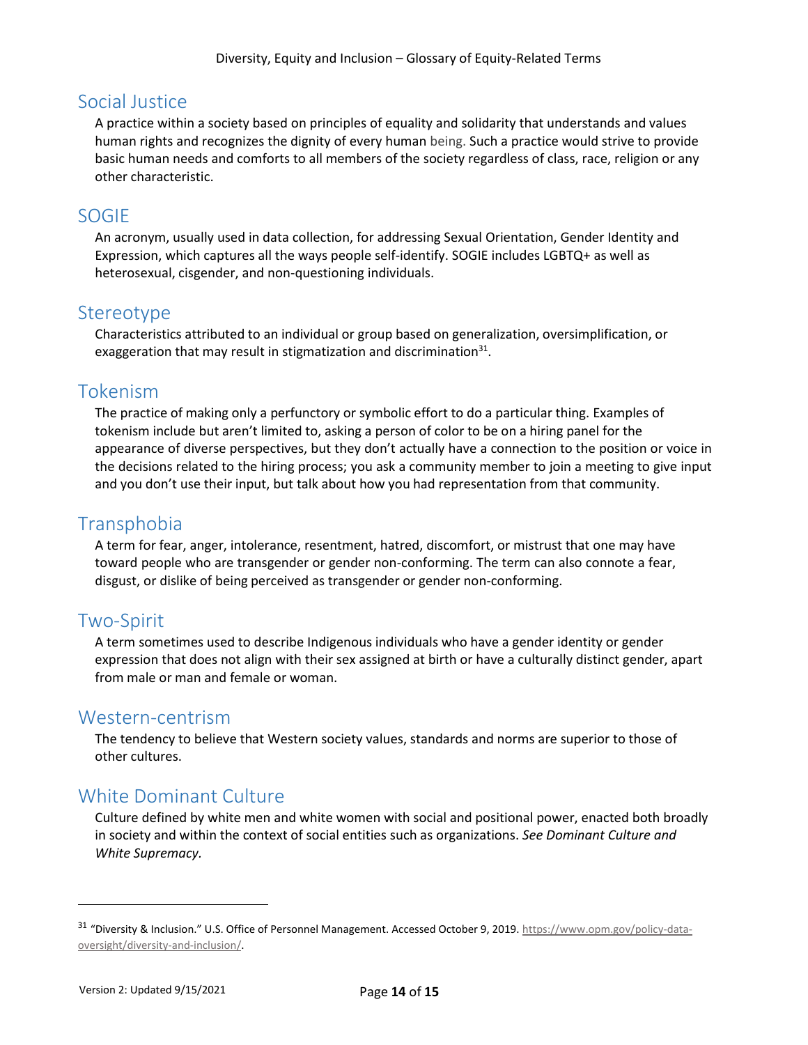## Social Justice

A practice within a society based on principles of equality and solidarity that understands and values human rights and recognizes the dignity of every human being. Such a practice would strive to provide basic human needs and comforts to all members of the society regardless of class, race, religion or any other characteristic.

## SOGIE

An acronym, usually used in data collection, for addressing Sexual Orientation, Gender Identity and Expression, which captures all the ways people self-identify. SOGIE includes LGBTQ+ as well as heterosexual, cisgender, and non-questioning individuals.

## Stereotype

Characteristics attributed to an individual or group based on generalization, oversimplification, or exaggeration that may result in stigmatization and discrimination[31].

## Tokenism

The practice of making only a perfunctory or symbolic effort to do a particular thing. Examples of tokenism include but aren't limited to, asking a person of color to be on a hiring panel for the appearance of diverse perspectives, but they don't actually have a connection to the position or voice in the decisions related to the hiring process; you ask a community member to join a meeting to give input and you don't use their input, but talk about how you had representation from that community.

## Transphobia

A term for fear, anger, intolerance, resentment, hatred, discomfort, or mistrust that one may have toward people who are transgender or gender non-conforming. The term can also connote a fear, disgust, or dislike of being perceived as transgender or gender non-conforming.

## Two-Spirit

A term sometimes used to describe Indigenous individuals who have a gender identity or gender expression that does not align with their sex assigned at birth or have a culturally distinct gender, apart from male or man and female or woman.

## Western-centrism

The tendency to believe that Western society values, standards and norms are superior to those of other cultures.

## White Dominant Culture

Culture defined by white men and white women with social and positional power, enacted both broadly in society and within the context of social entities such as organizations. *See Dominant Culture and White Supremacy.*

---

[31] "Diversity & Inclusion." U.S. Office of Personnel Management. Accessed October 9, 2019. https://www.opm.gov/policy-data-oversight/diversity-and-inclusion/.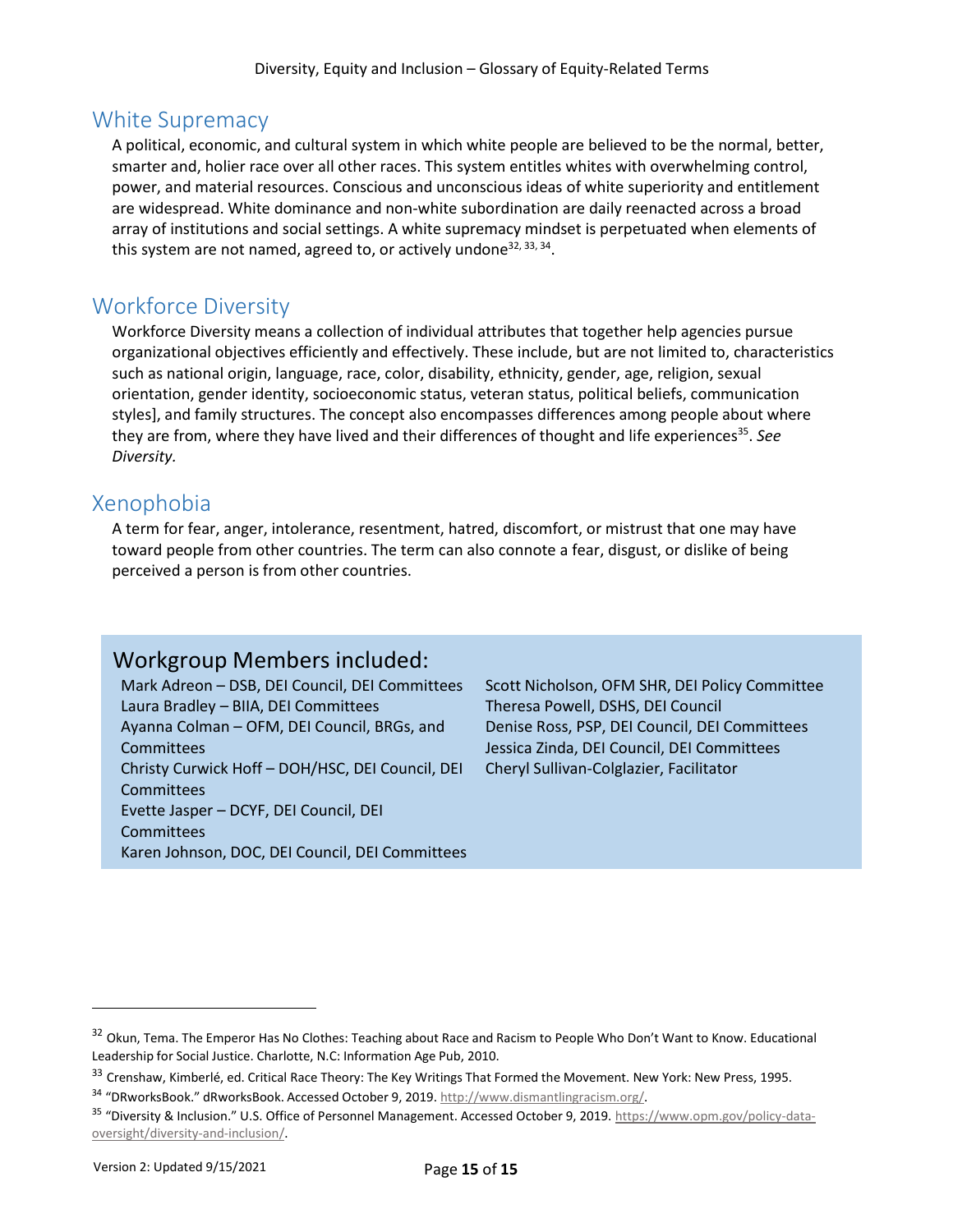## White Supremacy

A political, economic, and cultural system in which white people are believed to be the normal, better, smarter and, holier race over all other races. This system entitles whites with overwhelming control, power, and material resources. Conscious and unconscious ideas of white superiority and entitlement are widespread. White dominance and non-white subordination are daily reenacted across a broad array of institutions and social settings. A white supremacy mindset is perpetuated when elements of this system are not named, agreed to, or actively undone[32, 33, 34].

## Workforce Diversity

Workforce Diversity means a collection of individual attributes that together help agencies pursue organizational objectives efficiently and effectively. These include, but are not limited to, characteristics such as national origin, language, race, color, disability, ethnicity, gender, age, religion, sexual orientation, gender identity, socioeconomic status, veteran status, political beliefs, communication styles], and family structures. The concept also encompasses differences among people about where they are from, where they have lived and their differences of thought and life experiences[35]. *See Diversity.*

## Xenophobia

A term for fear, anger, intolerance, resentment, hatred, discomfort, or mistrust that one may have toward people from other countries. The term can also connote a fear, disgust, or dislike of being perceived a person is from other countries.

## Workgroup Members included:

Mark Adreon – DSB, DEI Council, DEI Committees
Laura Bradley – BIIA, DEI Committees
Ayanna Colman – OFM, DEI Council, BRGs, and Committees
Christy Curwick Hoff – DOH/HSC, DEI Council, DEI Committees
Evette Jasper – DCYF, DEI Council, DEI Committees
Karen Johnson, DOC, DEI Council, DEI Committees
Scott Nicholson, OFM SHR, DEI Policy Committee
Theresa Powell, DSHS, DEI Council
Denise Ross, PSP, DEI Council, DEI Committees
Jessica Zinda, DEI Council, DEI Committees
Cheryl Sullivan-Colglazier, Facilitator

---

[32] Okun, Tema. The Emperor Has No Clothes: Teaching about Race and Racism to People Who Don't Want to Know. Educational Leadership for Social Justice. Charlotte, N.C: Information Age Pub, 2010.

[33] Crenshaw, Kimberlé, ed. Critical Race Theory: The Key Writings That Formed the Movement. New York: New Press, 1995.

[34] "DRworksBook." dRworksBook. Accessed October 9, 2019. http://www.dismantlingracism.org/.

[35] "Diversity & Inclusion." U.S. Office of Personnel Management. Accessed October 9, 2019. https://www.opm.gov/policy-data-oversight/diversity-and-inclusion/.

Version 2: Updated 9/15/2021